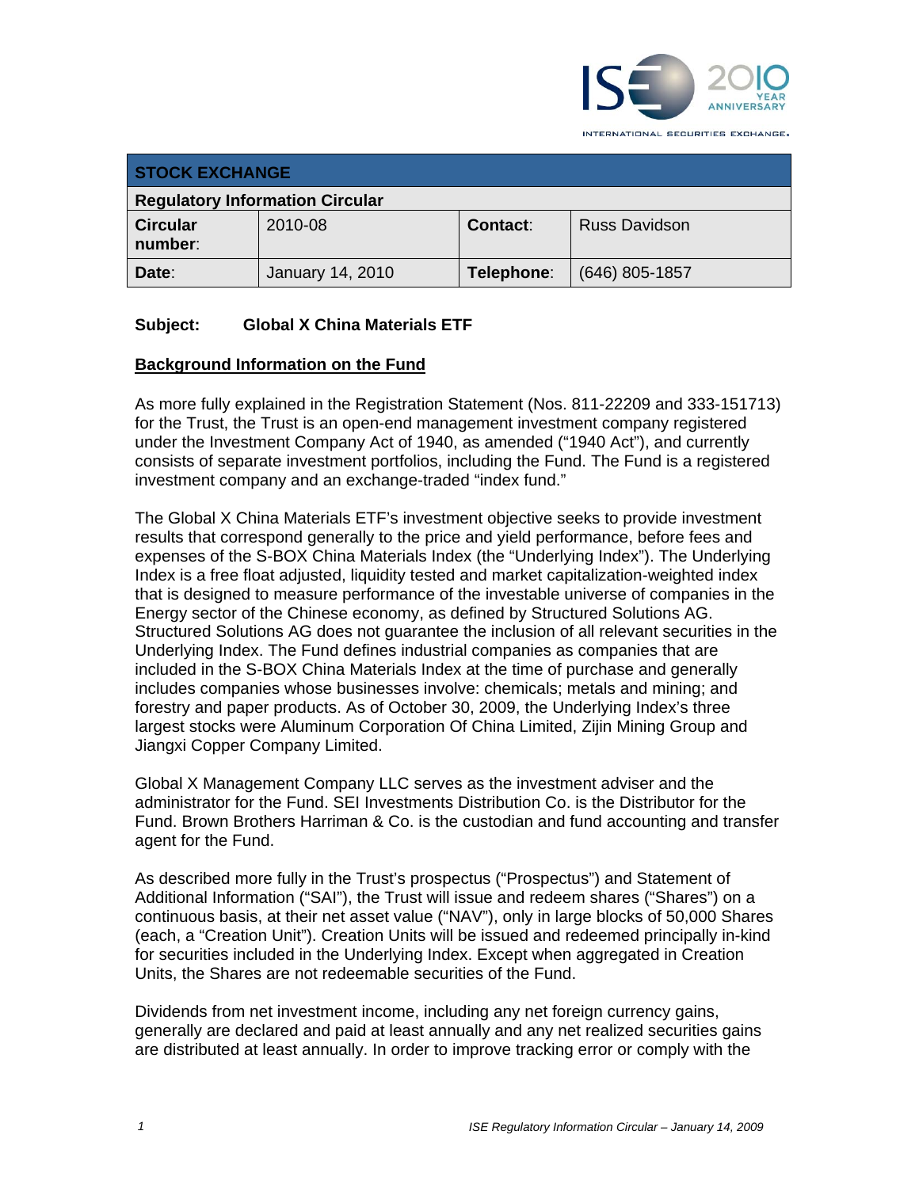INTERNATIONAL SECURITIES EXCHANGE.

| STOCK EXCHANGE | | | |
|---|---|---|---|
| **Regulatory Information Circular** | | | |
| **Circular number:** | 2010-08 | **Contact:** | Russ Davidson |
| **Date:** | January 14, 2010 | **Telephone:** | (646) 805-1857 |

**Subject: Global X China Materials ETF**

## Background Information on the Fund

As more fully explained in the Registration Statement (Nos. 811-22209 and 333-151713) for the Trust, the Trust is an open-end management investment company registered under the Investment Company Act of 1940, as amended ("1940 Act"), and currently consists of separate investment portfolios, including the Fund. The Fund is a registered investment company and an exchange-traded "index fund."

The Global X China Materials ETF's investment objective seeks to provide investment results that correspond generally to the price and yield performance, before fees and expenses of the S-BOX China Materials Index (the "Underlying Index"). The Underlying Index is a free float adjusted, liquidity tested and market capitalization-weighted index that is designed to measure performance of the investable universe of companies in the Energy sector of the Chinese economy, as defined by Structured Solutions AG. Structured Solutions AG does not guarantee the inclusion of all relevant securities in the Underlying Index. The Fund defines industrial companies as companies that are included in the S-BOX China Materials Index at the time of purchase and generally includes companies whose businesses involve: chemicals; metals and mining; and forestry and paper products. As of October 30, 2009, the Underlying Index's three largest stocks were Aluminum Corporation Of China Limited, Zijin Mining Group and Jiangxi Copper Company Limited.

Global X Management Company LLC serves as the investment adviser and the administrator for the Fund. SEI Investments Distribution Co. is the Distributor for the Fund. Brown Brothers Harriman & Co. is the custodian and fund accounting and transfer agent for the Fund.

As described more fully in the Trust's prospectus ("Prospectus") and Statement of Additional Information ("SAI"), the Trust will issue and redeem shares ("Shares") on a continuous basis, at their net asset value ("NAV"), only in large blocks of 50,000 Shares (each, a "Creation Unit"). Creation Units will be issued and redeemed principally in-kind for securities included in the Underlying Index. Except when aggregated in Creation Units, the Shares are not redeemable securities of the Fund.

Dividends from net investment income, including any net foreign currency gains, generally are declared and paid at least annually and any net realized securities gains are distributed at least annually. In order to improve tracking error or comply with the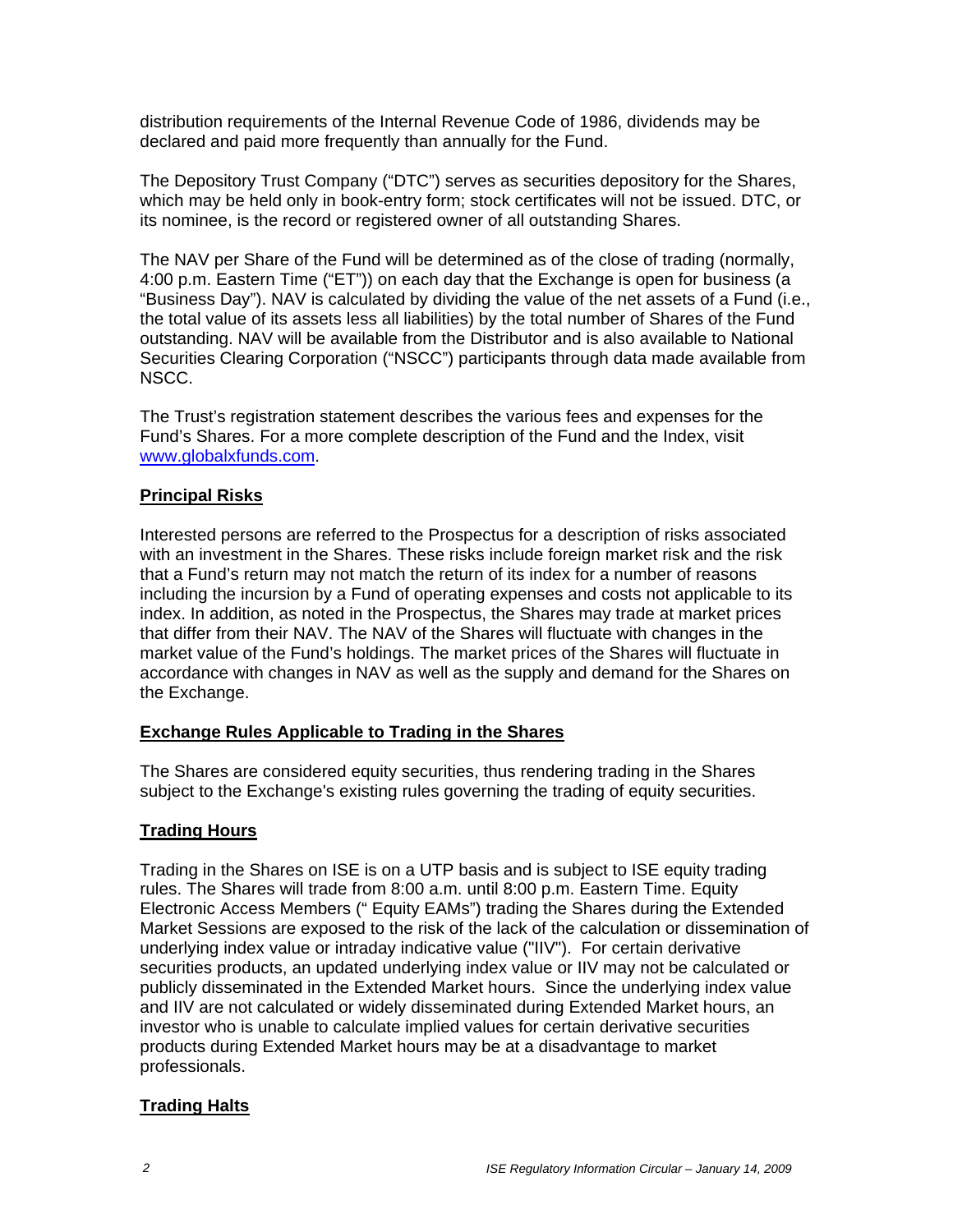distribution requirements of the Internal Revenue Code of 1986, dividends may be declared and paid more frequently than annually for the Fund.

The Depository Trust Company ("DTC") serves as securities depository for the Shares, which may be held only in book-entry form; stock certificates will not be issued. DTC, or its nominee, is the record or registered owner of all outstanding Shares.

The NAV per Share of the Fund will be determined as of the close of trading (normally, 4:00 p.m. Eastern Time ("ET")) on each day that the Exchange is open for business (a "Business Day"). NAV is calculated by dividing the value of the net assets of a Fund (i.e., the total value of its assets less all liabilities) by the total number of Shares of the Fund outstanding. NAV will be available from the Distributor and is also available to National Securities Clearing Corporation ("NSCC") participants through data made available from NSCC.

The Trust's registration statement describes the various fees and expenses for the Fund's Shares. For a more complete description of the Fund and the Index, visit [www.globalxfunds.com](www.globalxfunds.com).

## Principal Risks

Interested persons are referred to the Prospectus for a description of risks associated with an investment in the Shares. These risks include foreign market risk and the risk that a Fund's return may not match the return of its index for a number of reasons including the incursion by a Fund of operating expenses and costs not applicable to its index. In addition, as noted in the Prospectus, the Shares may trade at market prices that differ from their NAV. The NAV of the Shares will fluctuate with changes in the market value of the Fund's holdings. The market prices of the Shares will fluctuate in accordance with changes in NAV as well as the supply and demand for the Shares on the Exchange.

## Exchange Rules Applicable to Trading in the Shares

The Shares are considered equity securities, thus rendering trading in the Shares subject to the Exchange's existing rules governing the trading of equity securities.

## Trading Hours

Trading in the Shares on ISE is on a UTP basis and is subject to ISE equity trading rules. The Shares will trade from 8:00 a.m. until 8:00 p.m. Eastern Time. Equity Electronic Access Members (" Equity EAMs") trading the Shares during the Extended Market Sessions are exposed to the risk of the lack of the calculation or dissemination of underlying index value or intraday indicative value ("IIV"). For certain derivative securities products, an updated underlying index value or IIV may not be calculated or publicly disseminated in the Extended Market hours. Since the underlying index value and IIV are not calculated or widely disseminated during Extended Market hours, an investor who is unable to calculate implied values for certain derivative securities products during Extended Market hours may be at a disadvantage to market professionals.

## Trading Halts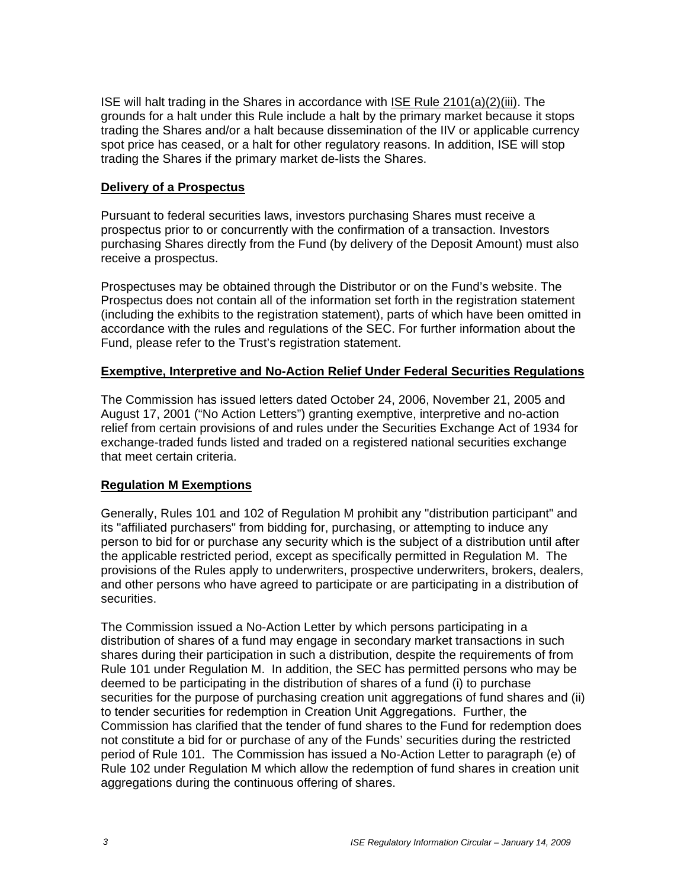ISE will halt trading in the Shares in accordance with ISE Rule 2101(a)(2)(iii). The grounds for a halt under this Rule include a halt by the primary market because it stops trading the Shares and/or a halt because dissemination of the IIV or applicable currency spot price has ceased, or a halt for other regulatory reasons. In addition, ISE will stop trading the Shares if the primary market de-lists the Shares.

**Delivery of a Prospectus**

Pursuant to federal securities laws, investors purchasing Shares must receive a prospectus prior to or concurrently with the confirmation of a transaction. Investors purchasing Shares directly from the Fund (by delivery of the Deposit Amount) must also receive a prospectus.

Prospectuses may be obtained through the Distributor or on the Fund's website. The Prospectus does not contain all of the information set forth in the registration statement (including the exhibits to the registration statement), parts of which have been omitted in accordance with the rules and regulations of the SEC. For further information about the Fund, please refer to the Trust's registration statement.

**Exemptive, Interpretive and No-Action Relief Under Federal Securities Regulations**

The Commission has issued letters dated October 24, 2006, November 21, 2005 and August 17, 2001 ("No Action Letters") granting exemptive, interpretive and no-action relief from certain provisions of and rules under the Securities Exchange Act of 1934 for exchange-traded funds listed and traded on a registered national securities exchange that meet certain criteria.

**Regulation M Exemptions**

Generally, Rules 101 and 102 of Regulation M prohibit any "distribution participant" and its "affiliated purchasers" from bidding for, purchasing, or attempting to induce any person to bid for or purchase any security which is the subject of a distribution until after the applicable restricted period, except as specifically permitted in Regulation M. The provisions of the Rules apply to underwriters, prospective underwriters, brokers, dealers, and other persons who have agreed to participate or are participating in a distribution of securities.

The Commission issued a No-Action Letter by which persons participating in a distribution of shares of a fund may engage in secondary market transactions in such shares during their participation in such a distribution, despite the requirements of from Rule 101 under Regulation M. In addition, the SEC has permitted persons who may be deemed to be participating in the distribution of shares of a fund (i) to purchase securities for the purpose of purchasing creation unit aggregations of fund shares and (ii) to tender securities for redemption in Creation Unit Aggregations. Further, the Commission has clarified that the tender of fund shares to the Fund for redemption does not constitute a bid for or purchase of any of the Funds' securities during the restricted period of Rule 101. The Commission has issued a No-Action Letter to paragraph (e) of Rule 102 under Regulation M which allow the redemption of fund shares in creation unit aggregations during the continuous offering of shares.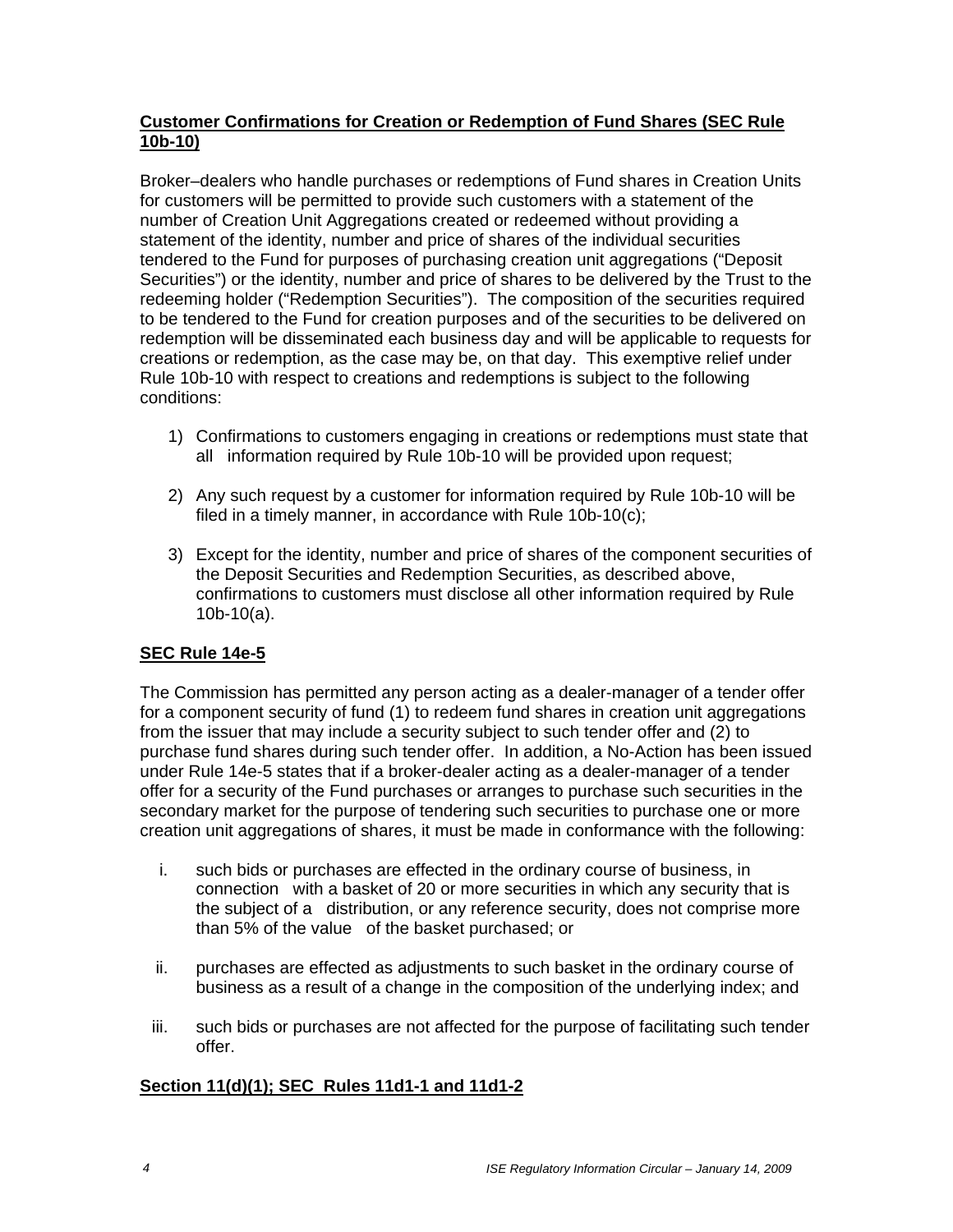**Customer Confirmations for Creation or Redemption of Fund Shares (SEC Rule 10b-10)**

Broker–dealers who handle purchases or redemptions of Fund shares in Creation Units for customers will be permitted to provide such customers with a statement of the number of Creation Unit Aggregations created or redeemed without providing a statement of the identity, number and price of shares of the individual securities tendered to the Fund for purposes of purchasing creation unit aggregations ("Deposit Securities") or the identity, number and price of shares to be delivered by the Trust to the redeeming holder ("Redemption Securities"). The composition of the securities required to be tendered to the Fund for creation purposes and of the securities to be delivered on redemption will be disseminated each business day and will be applicable to requests for creations or redemption, as the case may be, on that day. This exemptive relief under Rule 10b-10 with respect to creations and redemptions is subject to the following conditions:

1) Confirmations to customers engaging in creations or redemptions must state that all information required by Rule 10b-10 will be provided upon request;

2) Any such request by a customer for information required by Rule 10b-10 will be filed in a timely manner, in accordance with Rule 10b-10(c);

3) Except for the identity, number and price of shares of the component securities of the Deposit Securities and Redemption Securities, as described above, confirmations to customers must disclose all other information required by Rule 10b-10(a).

**SEC Rule 14e-5**

The Commission has permitted any person acting as a dealer-manager of a tender offer for a component security of fund (1) to redeem fund shares in creation unit aggregations from the issuer that may include a security subject to such tender offer and (2) to purchase fund shares during such tender offer. In addition, a No-Action has been issued under Rule 14e-5 states that if a broker-dealer acting as a dealer-manager of a tender offer for a security of the Fund purchases or arranges to purchase such securities in the secondary market for the purpose of tendering such securities to purchase one or more creation unit aggregations of shares, it must be made in conformance with the following:

i. such bids or purchases are effected in the ordinary course of business, in connection with a basket of 20 or more securities in which any security that is the subject of a distribution, or any reference security, does not comprise more than 5% of the value of the basket purchased; or

ii. purchases are effected as adjustments to such basket in the ordinary course of business as a result of a change in the composition of the underlying index; and

iii. such bids or purchases are not affected for the purpose of facilitating such tender offer.

**Section 11(d)(1); SEC Rules 11d1-1 and 11d1-2**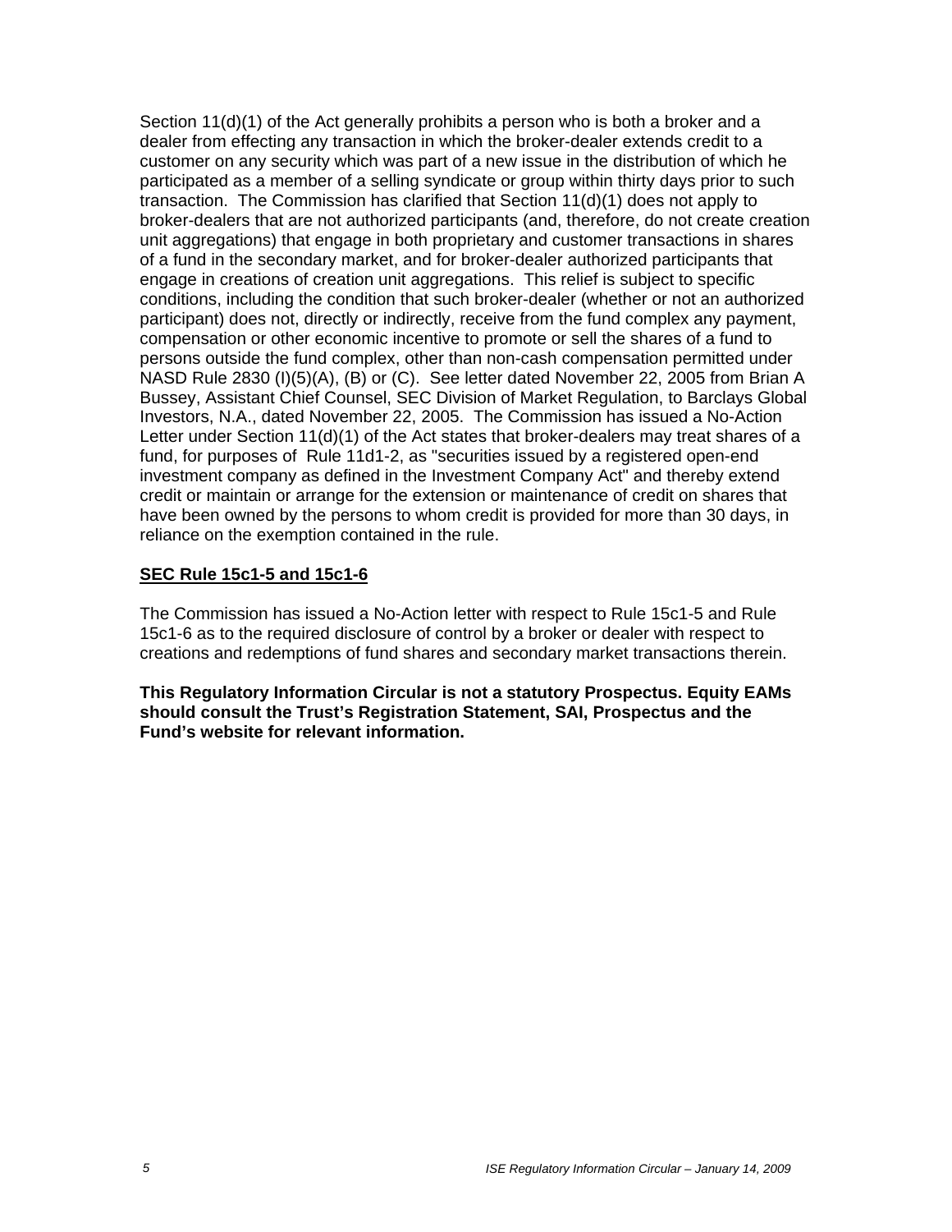Section 11(d)(1) of the Act generally prohibits a person who is both a broker and a dealer from effecting any transaction in which the broker-dealer extends credit to a customer on any security which was part of a new issue in the distribution of which he participated as a member of a selling syndicate or group within thirty days prior to such transaction. The Commission has clarified that Section 11(d)(1) does not apply to broker-dealers that are not authorized participants (and, therefore, do not create creation unit aggregations) that engage in both proprietary and customer transactions in shares of a fund in the secondary market, and for broker-dealer authorized participants that engage in creations of creation unit aggregations. This relief is subject to specific conditions, including the condition that such broker-dealer (whether or not an authorized participant) does not, directly or indirectly, receive from the fund complex any payment, compensation or other economic incentive to promote or sell the shares of a fund to persons outside the fund complex, other than non-cash compensation permitted under NASD Rule 2830 (I)(5)(A), (B) or (C). See letter dated November 22, 2005 from Brian A Bussey, Assistant Chief Counsel, SEC Division of Market Regulation, to Barclays Global Investors, N.A., dated November 22, 2005. The Commission has issued a No-Action Letter under Section 11(d)(1) of the Act states that broker-dealers may treat shares of a fund, for purposes of Rule 11d1-2, as "securities issued by a registered open-end investment company as defined in the Investment Company Act" and thereby extend credit or maintain or arrange for the extension or maintenance of credit on shares that have been owned by the persons to whom credit is provided for more than 30 days, in reliance on the exemption contained in the rule.

**SEC Rule 15c1-5 and 15c1-6**

The Commission has issued a No-Action letter with respect to Rule 15c1-5 and Rule 15c1-6 as to the required disclosure of control by a broker or dealer with respect to creations and redemptions of fund shares and secondary market transactions therein.

**This Regulatory Information Circular is not a statutory Prospectus. Equity EAMs should consult the Trust's Registration Statement, SAI, Prospectus and the Fund's website for relevant information.**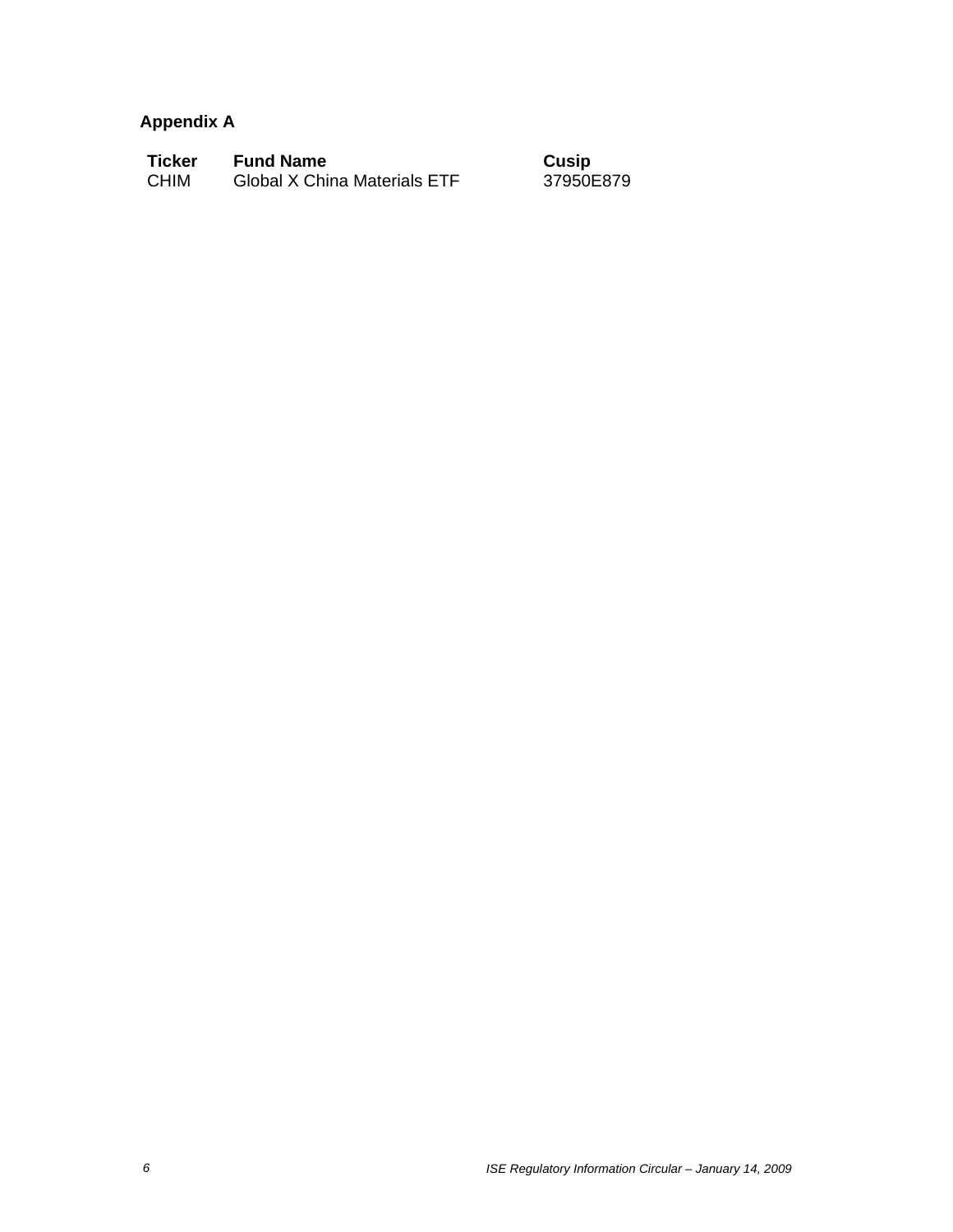## Appendix A

| Ticker | Fund Name | Cusip |
|---|---|---|
| CHIM | Global X China Materials ETF | 37950E879 |